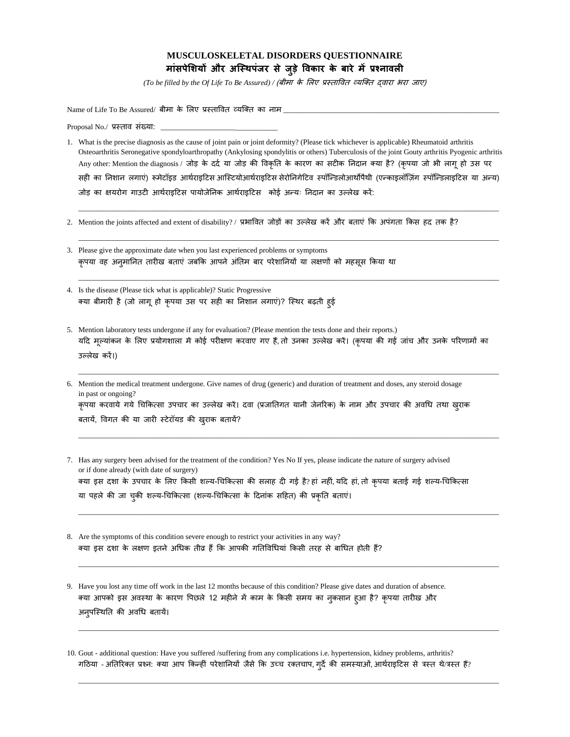# MUSCULOSKELETAL DISORDERS QUESTIONNAIRE
# मांसपेशियों और अस्थिपंजर से जुड़े विकार के बारे में प्रश्नावली

*(To be filled by the Of Life To Be Assured) / (बीमा के लिए प्रस्तावित व्यक्ति द्वारा भरा जाए)*

Name of Life To Be Assured/ बीमा के लिए प्रस्तावित व्यक्ति का नाम ____________________________________________________________

Proposal No./ प्रस्ताव संख्या: ________________________________

1. What is the precise diagnosis as the cause of joint pain or joint deformity? (Please tick whichever is applicable) Rheumatoid arthritis Osteoarthritis Seronegative spondyloarthropathy (Ankylosing spondylitis or others) Tuberculosis of the joint Gouty arthritis Pyogenic arthritis Any other: Mention the diagnosis / जोड़ के दर्द या जोड़ की विकृति के कारण का सटीक निदान क्या है? (कृपया जो भी लागू हो उस पर सही का निशान लगाएं) रूमेटॉइड आर्थराइटिस आस्टियोआर्थराइटिस सेरोनिगेटिव स्पॉन्डिलोआर्थोपैथी (एन्काइलॉज़िंग स्पॉन्डिलाइटिस या अन्य) जोड़ का क्षयरोग गाउटी आर्थराइटिस पायोजेनिक आर्थराइटिस कोई अन्यः निदान का उल्लेख करें:
   ______________________________________________________________________________________________

2. Mention the joints affected and extent of disability? / प्रभावित जोड़ों का उल्लेख करें और बताएं कि अपंगता किस हद तक है?
   ______________________________________________________________________________________________

3. Please give the approximate date when you last experienced problems or symptoms
   कृपया वह अनुमानित तारीख बताएं जबकि आपने अंतिम बार परेशानियों या लक्षणों को महसूस किया था
   ______________________________________________________________________________________________

4. Is the disease (Please tick what is applicable)? Static Progressive
   क्या बीमारी है (जो लागू हो कृपया उस पर सही का निशान लगाएं)? स्थिर बढ़ती हुई

5. Mention laboratory tests undergone if any for evaluation? (Please mention the tests done and their reports.)
   यदि मूल्यांकन के लिए प्रयोगशाला में कोई परीक्षण करवाए गए हैं, तो उनका उल्लेख करें। (कृपया की गई जांच और उनके परिणामों का उल्लेख करें।)
   ______________________________________________________________________________________________

6. Mention the medical treatment undergone. Give names of drug (generic) and duration of treatment and doses, any steroid dosage in past or ongoing?
   कृपया करवाये गये चिकित्सा उपचार का उल्लेख करें। दवा (प्रजातिगत यानी जेनरिक) के नाम और उपचार की अवधि तथा खुराक बतायें, विगत की या जारी स्टेरॉयड की खुराक बतायें?
   ______________________________________________________________________________________________

7. Has any surgery been advised for the treatment of the condition? Yes No If yes, please indicate the nature of surgery advised or if done already (with date of surgery)
   क्या इस दशा के उपचार के लिए किसी शल्य-चिकित्सा की सलाह दी गई है? हां नहीं, यदि हां, तो कृपया बताई गई शल्य-चिकित्सा या पहले की जा चुकी शल्य-चिकित्सा (शल्य-चिकित्सा के दिनांक सहित) की प्रकृति बताएं।
   ______________________________________________________________________________________________

8. Are the symptoms of this condition severe enough to restrict your activities in any way?
   क्या इस दशा के लक्षण इतने अधिक तीव्र हैं कि आपकी गतिविधियां किसी तरह से बाधित होती हैं?
   ______________________________________________________________________________________________

9. Have you lost any time off work in the last 12 months because of this condition? Please give dates and duration of absence.
   क्या आपको इस अवस्था के कारण पिछले 12 महीने में काम के किसी समय का नुकसान हुआ है? कृपया तारीख और अनुपस्थिति की अवधि बतायें।
   ______________________________________________________________________________________________

10. Gout - additional question: Have you suffered /suffering from any complications i.e. hypertension, kidney problems, arthritis?
    गठिया - अतिरिक्त प्रश्नः क्या आप किन्हीं परेशानियों जैसे कि उच्च रक्तचाप, गुर्दे की समस्याओं, आर्थराइटिस से त्रस्त थे/त्रस्त हैं?
    ______________________________________________________________________________________________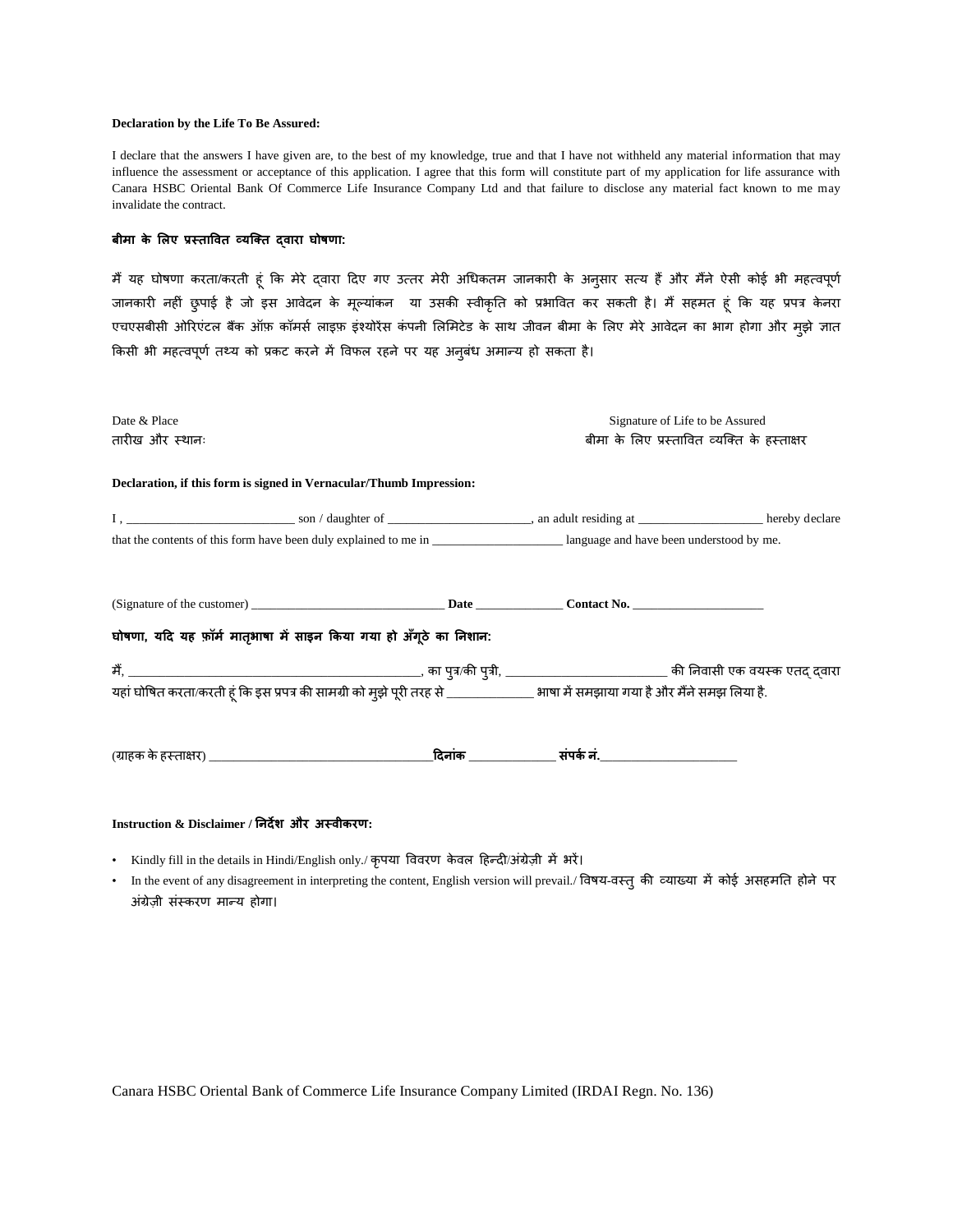**Declaration by the Life To Be Assured:**

I declare that the answers I have given are, to the best of my knowledge, true and that I have not withheld any material information that may influence the assessment or acceptance of this application. I agree that this form will constitute part of my application for life assurance with Canara HSBC Oriental Bank Of Commerce Life Insurance Company Ltd and that failure to disclose any material fact known to me may invalidate the contract.

**बीमा के लिए प्रस्तावित व्यक्ति द्वारा घोषणा:**

मैं यह घोषणा करता/करती हूं कि मेरे द्वारा दिए गए उत्तर मेरी अधिकतम जानकारी के अनुसार सत्य हैं और मैंने ऐसी कोई भी महत्वपूर्ण जानकारी नहीं छुपाई है जो इस आवेदन के मूल्यांकन या उसकी स्वीकृति को प्रभावित कर सकती है। मैं सहमत हूं कि यह प्रपत्र केनरा एचएसबीसी ओरिएंटल बैंक ऑफ़ कॉमर्स लाइफ़ इंश्योरेंस कंपनी लिमिटेड के साथ जीवन बीमा के लिए मेरे आवेदन का भाग होगा और मुझे ज्ञात किसी भी महत्वपूर्ण तथ्य को प्रकट करने में विफल रहने पर यह अनुबंध अमान्य हो सकता है।

Date & Place
तारीख और स्थानः

Signature of Life to be Assured
बीमा के लिए प्रस्तावित व्यक्ति के हस्ताक्षर

**Declaration, if this form is signed in Vernacular/Thumb Impression:**

I , __________________________ son / daughter of ______________________, an adult residing at ___________________ hereby declare that the contents of this form have been duly explained to me in ____________________ language and have been understood by me.

(Signature of the customer) _______________________________ **Date** _____________ **Contact No.** _____________________

**घोषणा, यदि यह फ़ॉर्म मातृभाषा में साइन किया गया हो अँगूठे का निशान:**

मैं, _____________________________________________, का पुत्र/की पुत्री, _________________________ की निवासी एक वयस्क एतद् द्वारा यहां घोषित करता/करती हूं कि इस प्रपत्र की सामग्री को मुझे पूरी तरह से _____________ भाषा में समझाया गया है और मैंने समझ लिया है.

(ग्राहक के हस्ताक्षर) ___________________________________**दिनांक** _____________ **संपर्क नं.**_____________________

**Instruction & Disclaimer / निर्देश और अस्वीकरण:**

- Kindly fill in the details in Hindi/English only./ कृपया विवरण केवल हिन्दी/अंग्रेज़ी में भरें।
- In the event of any disagreement in interpreting the content, English version will prevail./ विषय-वस्तु की व्याख्या में कोई असहमति होने पर अंग्रेज़ी संस्करण मान्य होगा।

Canara HSBC Oriental Bank of Commerce Life Insurance Company Limited (IRDAI Regn. No. 136)